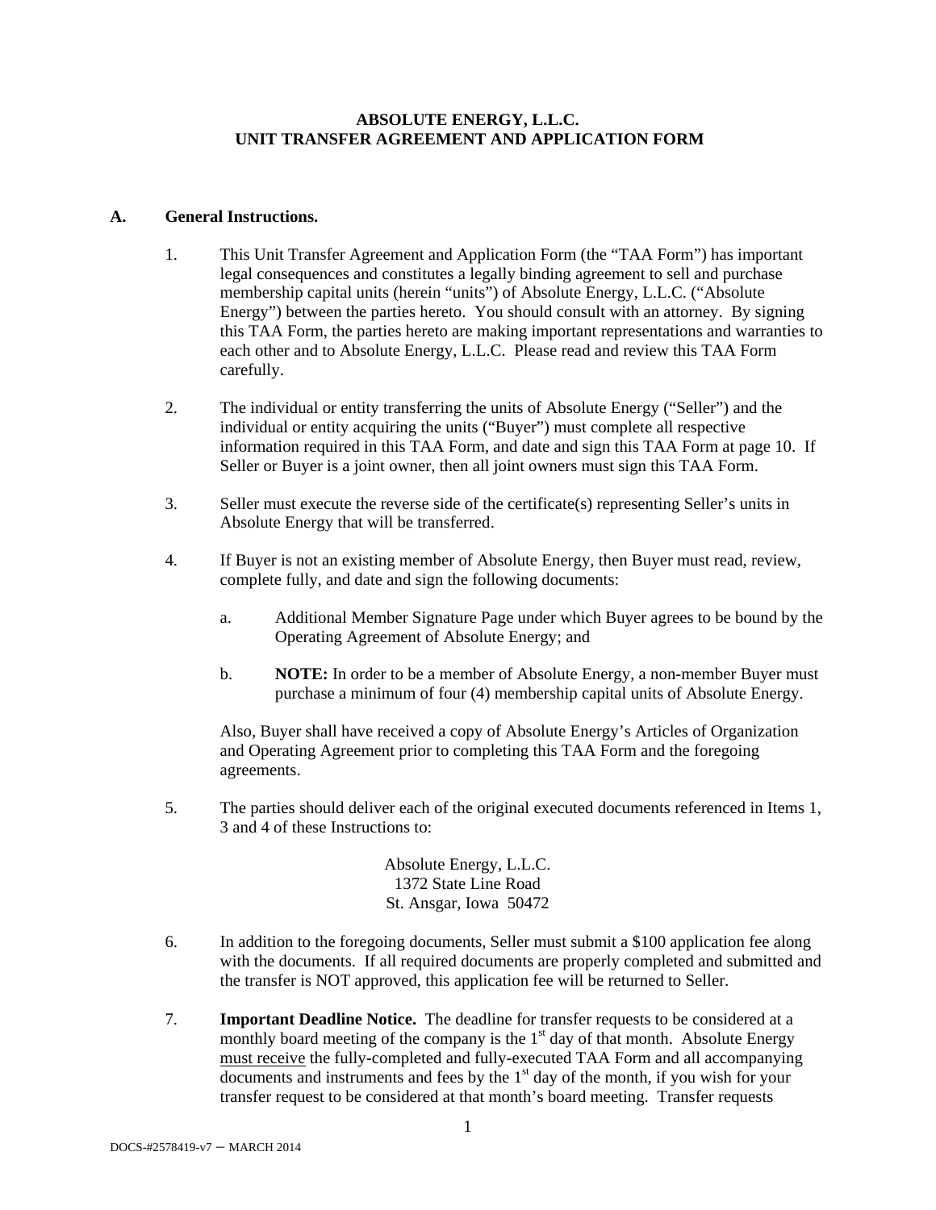# ABSOLUTE ENERGY, L.L.C.
# UNIT TRANSFER AGREEMENT AND APPLICATION FORM

## A. General Instructions.

1. This Unit Transfer Agreement and Application Form (the "TAA Form") has important legal consequences and constitutes a legally binding agreement to sell and purchase membership capital units (herein "units") of Absolute Energy, L.L.C. ("Absolute Energy") between the parties hereto. You should consult with an attorney. By signing this TAA Form, the parties hereto are making important representations and warranties to each other and to Absolute Energy, L.L.C. Please read and review this TAA Form carefully.

2. The individual or entity transferring the units of Absolute Energy ("Seller") and the individual or entity acquiring the units ("Buyer") must complete all respective information required in this TAA Form, and date and sign this TAA Form at page 10. If Seller or Buyer is a joint owner, then all joint owners must sign this TAA Form.

3. Seller must execute the reverse side of the certificate(s) representing Seller's units in Absolute Energy that will be transferred.

4. If Buyer is not an existing member of Absolute Energy, then Buyer must read, review, complete fully, and date and sign the following documents:

   a. Additional Member Signature Page under which Buyer agrees to be bound by the Operating Agreement of Absolute Energy; and

   b. **NOTE:** In order to be a member of Absolute Energy, a non-member Buyer must purchase a minimum of four (4) membership capital units of Absolute Energy.

   Also, Buyer shall have received a copy of Absolute Energy's Articles of Organization and Operating Agreement prior to completing this TAA Form and the foregoing agreements.

5. The parties should deliver each of the original executed documents referenced in Items 1, 3 and 4 of these Instructions to:

   Absolute Energy, L.L.C.
   1372 State Line Road
   St. Ansgar, Iowa 50472

6. In addition to the foregoing documents, Seller must submit a $100 application fee along with the documents. If all required documents are properly completed and submitted and the transfer is NOT approved, this application fee will be returned to Seller.

7. **Important Deadline Notice.** The deadline for transfer requests to be considered at a monthly board meeting of the company is the 1st day of that month. Absolute Energy must receive the fully-completed and fully-executed TAA Form and all accompanying documents and instruments and fees by the 1st day of the month, if you wish for your transfer request to be considered at that month's board meeting. Transfer requests

DOCS-#2578419-v7 – MARCH 2014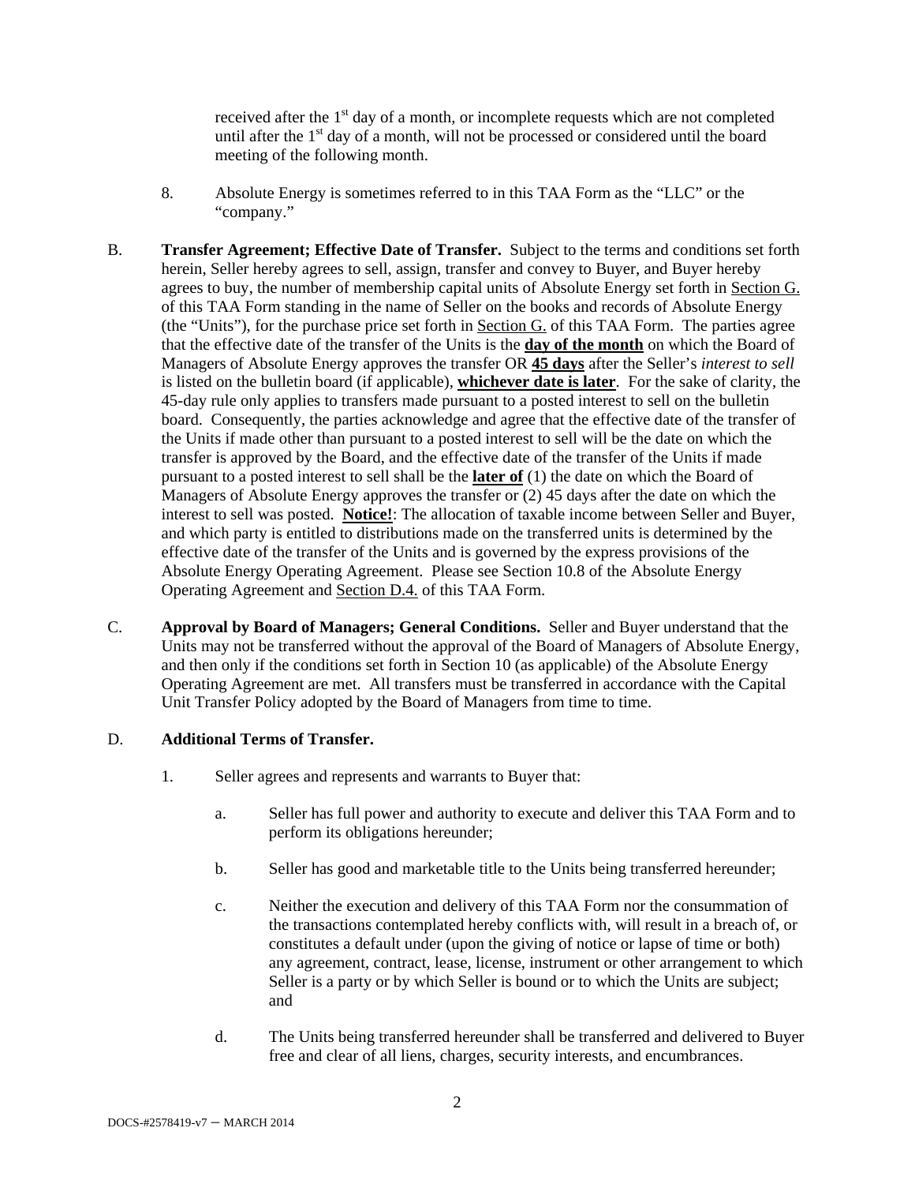received after the 1st day of a month, or incomplete requests which are not completed until after the 1st day of a month, will not be processed or considered until the board meeting of the following month.

8. Absolute Energy is sometimes referred to in this TAA Form as the "LLC" or the "company."

B. **Transfer Agreement; Effective Date of Transfer.** Subject to the terms and conditions set forth herein, Seller hereby agrees to sell, assign, transfer and convey to Buyer, and Buyer hereby agrees to buy, the number of membership capital units of Absolute Energy set forth in Section G. of this TAA Form standing in the name of Seller on the books and records of Absolute Energy (the "Units"), for the purchase price set forth in Section G. of this TAA Form. The parties agree that the effective date of the transfer of the Units is the **day of the month** on which the Board of Managers of Absolute Energy approves the transfer OR **45 days** after the Seller's *interest to sell* is listed on the bulletin board (if applicable), **whichever date is later**. For the sake of clarity, the 45-day rule only applies to transfers made pursuant to a posted interest to sell on the bulletin board. Consequently, the parties acknowledge and agree that the effective date of the transfer of the Units if made other than pursuant to a posted interest to sell will be the date on which the transfer is approved by the Board, and the effective date of the transfer of the Units if made pursuant to a posted interest to sell shall be the **later of** (1) the date on which the Board of Managers of Absolute Energy approves the transfer or (2) 45 days after the date on which the interest to sell was posted. **Notice!**: The allocation of taxable income between Seller and Buyer, and which party is entitled to distributions made on the transferred units is determined by the effective date of the transfer of the Units and is governed by the express provisions of the Absolute Energy Operating Agreement. Please see Section 10.8 of the Absolute Energy Operating Agreement and Section D.4. of this TAA Form.

C. **Approval by Board of Managers; General Conditions.** Seller and Buyer understand that the Units may not be transferred without the approval of the Board of Managers of Absolute Energy, and then only if the conditions set forth in Section 10 (as applicable) of the Absolute Energy Operating Agreement are met. All transfers must be transferred in accordance with the Capital Unit Transfer Policy adopted by the Board of Managers from time to time.

D. **Additional Terms of Transfer.**

1. Seller agrees and represents and warrants to Buyer that:

   a. Seller has full power and authority to execute and deliver this TAA Form and to perform its obligations hereunder;

   b. Seller has good and marketable title to the Units being transferred hereunder;

   c. Neither the execution and delivery of this TAA Form nor the consummation of the transactions contemplated hereby conflicts with, will result in a breach of, or constitutes a default under (upon the giving of notice or lapse of time or both) any agreement, contract, lease, license, instrument or other arrangement to which Seller is a party or by which Seller is bound or to which the Units are subject; and

   d. The Units being transferred hereunder shall be transferred and delivered to Buyer free and clear of all liens, charges, security interests, and encumbrances.

DOCS-#2578419-v7 – MARCH 2014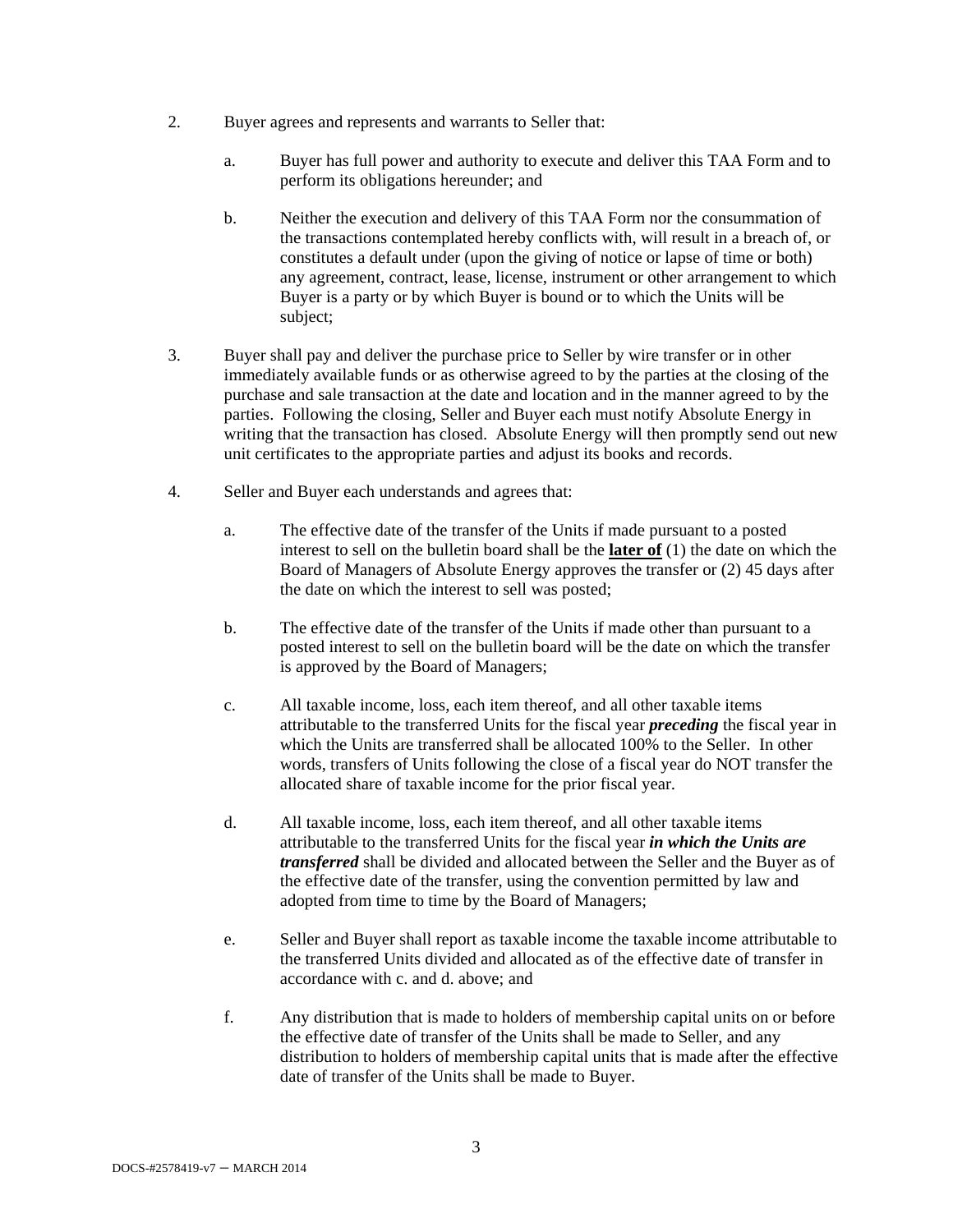2. Buyer agrees and represents and warrants to Seller that:

   a. Buyer has full power and authority to execute and deliver this TAA Form and to perform its obligations hereunder; and

   b. Neither the execution and delivery of this TAA Form nor the consummation of the transactions contemplated hereby conflicts with, will result in a breach of, or constitutes a default under (upon the giving of notice or lapse of time or both) any agreement, contract, lease, license, instrument or other arrangement to which Buyer is a party or by which Buyer is bound or to which the Units will be subject;

3. Buyer shall pay and deliver the purchase price to Seller by wire transfer or in other immediately available funds or as otherwise agreed to by the parties at the closing of the purchase and sale transaction at the date and location and in the manner agreed to by the parties. Following the closing, Seller and Buyer each must notify Absolute Energy in writing that the transaction has closed. Absolute Energy will then promptly send out new unit certificates to the appropriate parties and adjust its books and records.

4. Seller and Buyer each understands and agrees that:

   a. The effective date of the transfer of the Units if made pursuant to a posted interest to sell on the bulletin board shall be the **later of** (1) the date on which the Board of Managers of Absolute Energy approves the transfer or (2) 45 days after the date on which the interest to sell was posted;

   b. The effective date of the transfer of the Units if made other than pursuant to a posted interest to sell on the bulletin board will be the date on which the transfer is approved by the Board of Managers;

   c. All taxable income, loss, each item thereof, and all other taxable items attributable to the transferred Units for the fiscal year ***preceding*** the fiscal year in which the Units are transferred shall be allocated 100% to the Seller. In other words, transfers of Units following the close of a fiscal year do NOT transfer the allocated share of taxable income for the prior fiscal year.

   d. All taxable income, loss, each item thereof, and all other taxable items attributable to the transferred Units for the fiscal year ***in which the Units are transferred*** shall be divided and allocated between the Seller and the Buyer as of the effective date of the transfer, using the convention permitted by law and adopted from time to time by the Board of Managers;

   e. Seller and Buyer shall report as taxable income the taxable income attributable to the transferred Units divided and allocated as of the effective date of transfer in accordance with c. and d. above; and

   f. Any distribution that is made to holders of membership capital units on or before the effective date of transfer of the Units shall be made to Seller, and any distribution to holders of membership capital units that is made after the effective date of transfer of the Units shall be made to Buyer.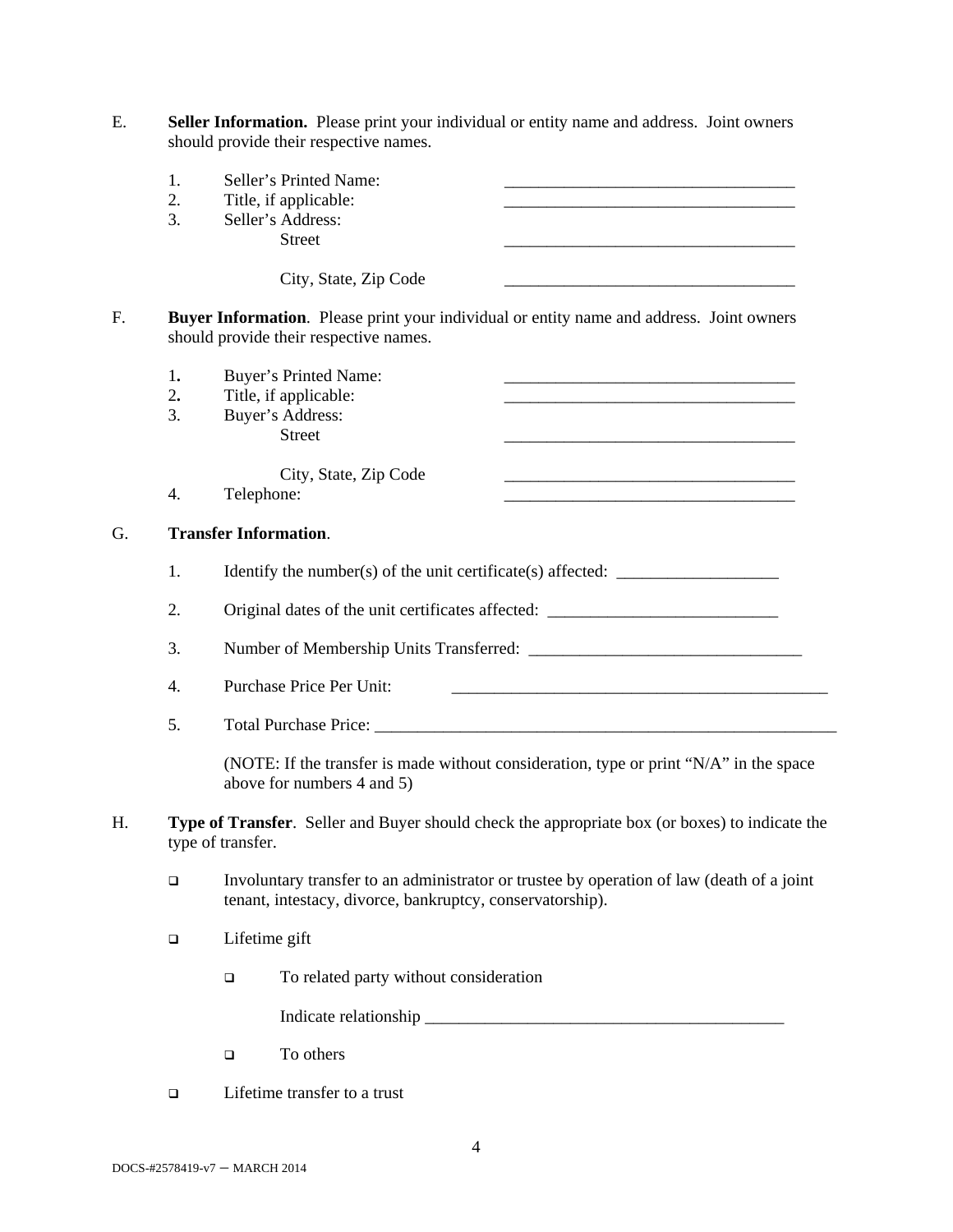E. **Seller Information.** Please print your individual or entity name and address. Joint owners should provide their respective names.

1. Seller's Printed Name: ___________________________________
2. Title, if applicable: ___________________________________
3. Seller's Address:
   Street ___________________________________

   City, State, Zip Code ___________________________________

F. **Buyer Information**. Please print your individual or entity name and address. Joint owners should provide their respective names.

1. Buyer's Printed Name: ___________________________________
2. Title, if applicable: ___________________________________
3. Buyer's Address:
   Street ___________________________________

   City, State, Zip Code ___________________________________
4. Telephone: ___________________________________

G. **Transfer Information**.

1. Identify the number(s) of the unit certificate(s) affected: ___________________

2. Original dates of the unit certificates affected: ___________________________

3. Number of Membership Units Transferred: ________________________________

4. Purchase Price Per Unit: ______________________________________________

5. Total Purchase Price: _________________________________________________________

   (NOTE: If the transfer is made without consideration, type or print "N/A" in the space above for numbers 4 and 5)

H. **Type of Transfer**. Seller and Buyer should check the appropriate box (or boxes) to indicate the type of transfer.

- ☐ Involuntary transfer to an administrator or trustee by operation of law (death of a joint tenant, intestacy, divorce, bankruptcy, conservatorship).

- ☐ Lifetime gift

  - ☐ To related party without consideration

    Indicate relationship ___________________________________________

  - ☐ To others

- ☐ Lifetime transfer to a trust

DOCS-#2578419-v7 – MARCH 2014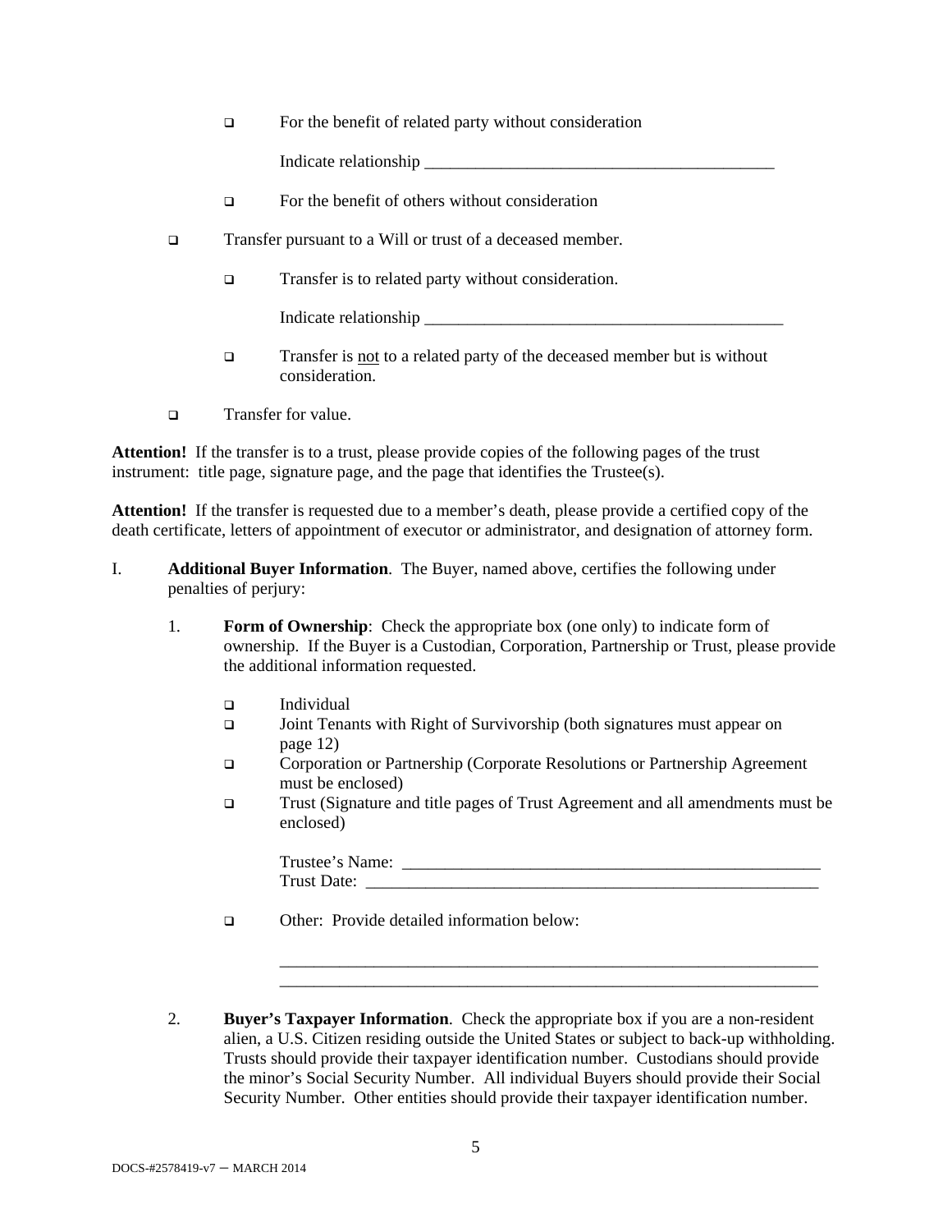- ☐ For the benefit of related party without consideration

  Indicate relationship ________________________________________

- ☐ For the benefit of others without consideration

☐ Transfer pursuant to a Will or trust of a deceased member.

- ☐ Transfer is to related party without consideration.

  Indicate relationship __________________________________________

- ☐ Transfer is not to a related party of the deceased member but is without consideration.

☐ Transfer for value.

**Attention!** If the transfer is to a trust, please provide copies of the following pages of the trust instrument: title page, signature page, and the page that identifies the Trustee(s).

**Attention!** If the transfer is requested due to a member's death, please provide a certified copy of the death certificate, letters of appointment of executor or administrator, and designation of attorney form.

I. **Additional Buyer Information**. The Buyer, named above, certifies the following under penalties of perjury:

1. **Form of Ownership**: Check the appropriate box (one only) to indicate form of ownership. If the Buyer is a Custodian, Corporation, Partnership or Trust, please provide the additional information requested.

   - ☐ Individual
   - ☐ Joint Tenants with Right of Survivorship (both signatures must appear on page 12)
   - ☐ Corporation or Partnership (Corporate Resolutions or Partnership Agreement must be enclosed)
   - ☐ Trust (Signature and title pages of Trust Agreement and all amendments must be enclosed)

     Trustee's Name: __________________________________________________

     Trust Date: _______________________________________________________

   - ☐ Other: Provide detailed information below:

     _________________________________________________________________

     _________________________________________________________________

2. **Buyer's Taxpayer Information**. Check the appropriate box if you are a non-resident alien, a U.S. Citizen residing outside the United States or subject to back-up withholding. Trusts should provide their taxpayer identification number. Custodians should provide the minor's Social Security Number. All individual Buyers should provide their Social Security Number. Other entities should provide their taxpayer identification number.

DOCS-#2578419-v7 – MARCH 2014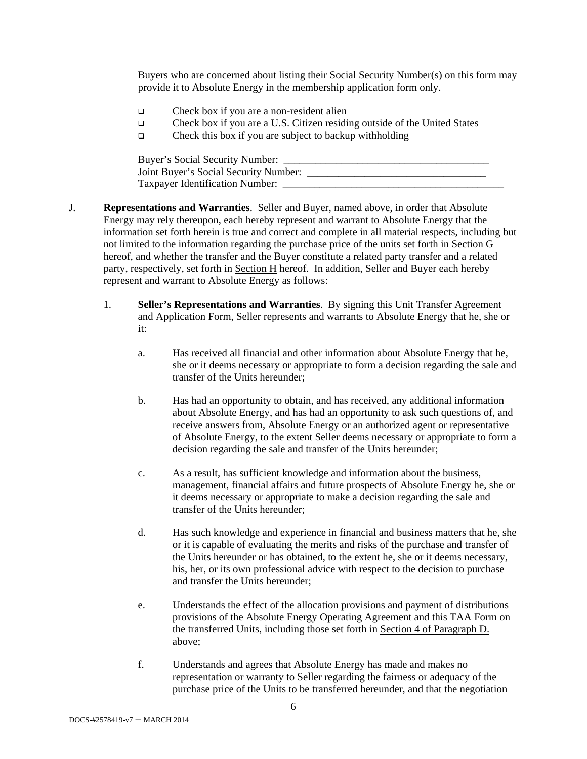Buyers who are concerned about listing their Social Security Number(s) on this form may provide it to Absolute Energy in the membership application form only.

- ❑ Check box if you are a non-resident alien
- ❑ Check box if you are a U.S. Citizen residing outside of the United States
- ❑ Check this box if you are subject to backup withholding

Buyer's Social Security Number: ________________________________________
Joint Buyer's Social Security Number: __________________________________
Taxpayer Identification Number: ___________________________________________

J. **Representations and Warranties**. Seller and Buyer, named above, in order that Absolute Energy may rely thereupon, each hereby represent and warrant to Absolute Energy that the information set forth herein is true and correct and complete in all material respects, including but not limited to the information regarding the purchase price of the units set forth in Section G hereof, and whether the transfer and the Buyer constitute a related party transfer and a related party, respectively, set forth in Section H hereof. In addition, Seller and Buyer each hereby represent and warrant to Absolute Energy as follows:

1. **Seller's Representations and Warranties**. By signing this Unit Transfer Agreement and Application Form, Seller represents and warrants to Absolute Energy that he, she or it:

   a. Has received all financial and other information about Absolute Energy that he, she or it deems necessary or appropriate to form a decision regarding the sale and transfer of the Units hereunder;

   b. Has had an opportunity to obtain, and has received, any additional information about Absolute Energy, and has had an opportunity to ask such questions of, and receive answers from, Absolute Energy or an authorized agent or representative of Absolute Energy, to the extent Seller deems necessary or appropriate to form a decision regarding the sale and transfer of the Units hereunder;

   c. As a result, has sufficient knowledge and information about the business, management, financial affairs and future prospects of Absolute Energy he, she or it deems necessary or appropriate to make a decision regarding the sale and transfer of the Units hereunder;

   d. Has such knowledge and experience in financial and business matters that he, she or it is capable of evaluating the merits and risks of the purchase and transfer of the Units hereunder or has obtained, to the extent he, she or it deems necessary, his, her, or its own professional advice with respect to the decision to purchase and transfer the Units hereunder;

   e. Understands the effect of the allocation provisions and payment of distributions provisions of the Absolute Energy Operating Agreement and this TAA Form on the transferred Units, including those set forth in Section 4 of Paragraph D. above;

   f. Understands and agrees that Absolute Energy has made and makes no representation or warranty to Seller regarding the fairness or adequacy of the purchase price of the Units to be transferred hereunder, and that the negotiation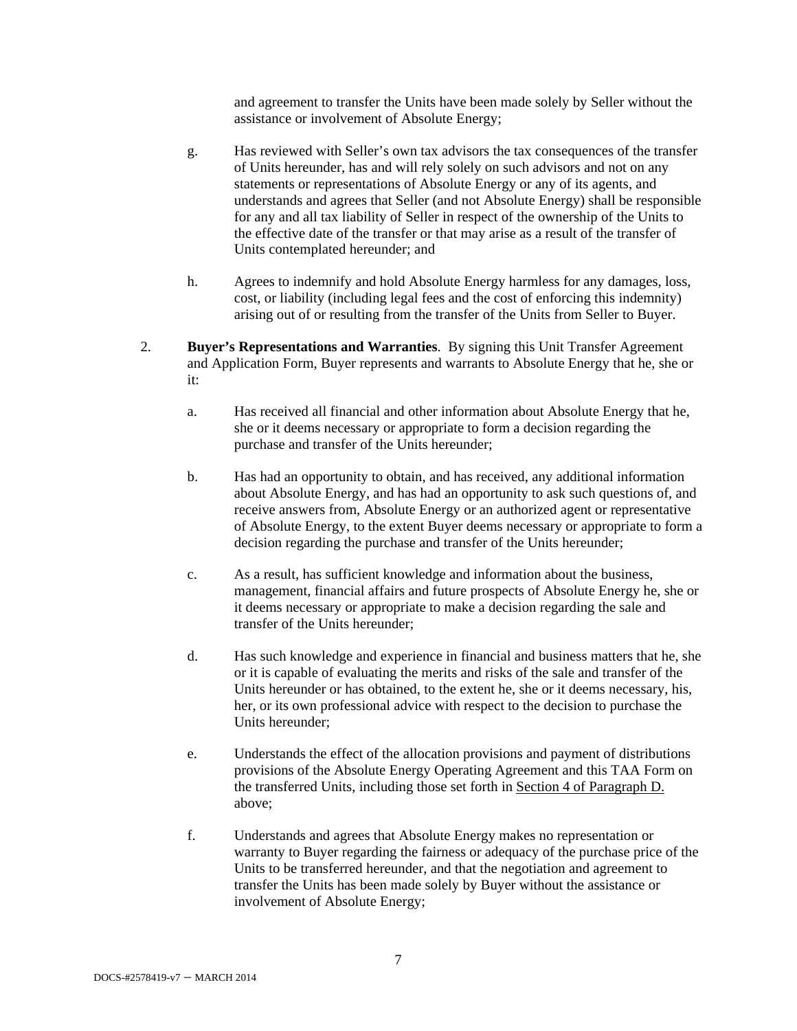and agreement to transfer the Units have been made solely by Seller without the assistance or involvement of Absolute Energy;

g. Has reviewed with Seller's own tax advisors the tax consequences of the transfer of Units hereunder, has and will rely solely on such advisors and not on any statements or representations of Absolute Energy or any of its agents, and understands and agrees that Seller (and not Absolute Energy) shall be responsible for any and all tax liability of Seller in respect of the ownership of the Units to the effective date of the transfer or that may arise as a result of the transfer of Units contemplated hereunder; and

h. Agrees to indemnify and hold Absolute Energy harmless for any damages, loss, cost, or liability (including legal fees and the cost of enforcing this indemnity) arising out of or resulting from the transfer of the Units from Seller to Buyer.

2. **Buyer's Representations and Warranties**. By signing this Unit Transfer Agreement and Application Form, Buyer represents and warrants to Absolute Energy that he, she or it:

a. Has received all financial and other information about Absolute Energy that he, she or it deems necessary or appropriate to form a decision regarding the purchase and transfer of the Units hereunder;

b. Has had an opportunity to obtain, and has received, any additional information about Absolute Energy, and has had an opportunity to ask such questions of, and receive answers from, Absolute Energy or an authorized agent or representative of Absolute Energy, to the extent Buyer deems necessary or appropriate to form a decision regarding the purchase and transfer of the Units hereunder;

c. As a result, has sufficient knowledge and information about the business, management, financial affairs and future prospects of Absolute Energy he, she or it deems necessary or appropriate to make a decision regarding the sale and transfer of the Units hereunder;

d. Has such knowledge and experience in financial and business matters that he, she or it is capable of evaluating the merits and risks of the sale and transfer of the Units hereunder or has obtained, to the extent he, she or it deems necessary, his, her, or its own professional advice with respect to the decision to purchase the Units hereunder;

e. Understands the effect of the allocation provisions and payment of distributions provisions of the Absolute Energy Operating Agreement and this TAA Form on the transferred Units, including those set forth in Section 4 of Paragraph D. above;

f. Understands and agrees that Absolute Energy makes no representation or warranty to Buyer regarding the fairness or adequacy of the purchase price of the Units to be transferred hereunder, and that the negotiation and agreement to transfer the Units has been made solely by Buyer without the assistance or involvement of Absolute Energy;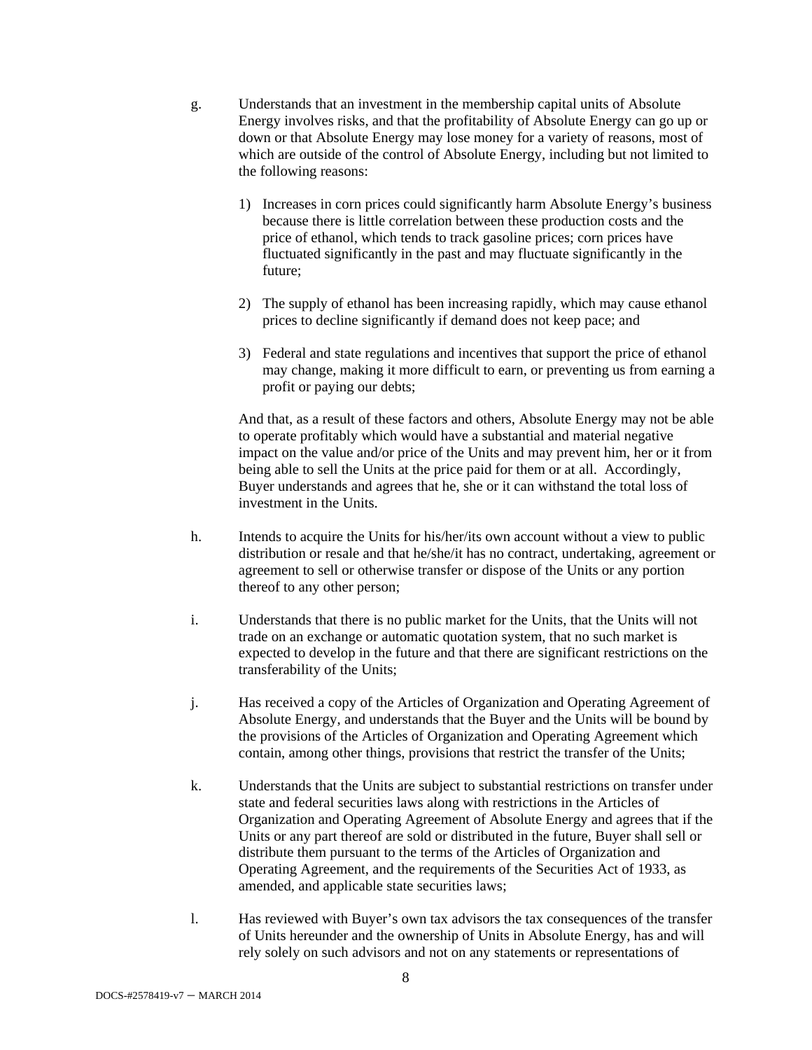g. Understands that an investment in the membership capital units of Absolute Energy involves risks, and that the profitability of Absolute Energy can go up or down or that Absolute Energy may lose money for a variety of reasons, most of which are outside of the control of Absolute Energy, including but not limited to the following reasons:

  1) Increases in corn prices could significantly harm Absolute Energy's business because there is little correlation between these production costs and the price of ethanol, which tends to track gasoline prices; corn prices have fluctuated significantly in the past and may fluctuate significantly in the future;

  2) The supply of ethanol has been increasing rapidly, which may cause ethanol prices to decline significantly if demand does not keep pace; and

  3) Federal and state regulations and incentives that support the price of ethanol may change, making it more difficult to earn, or preventing us from earning a profit or paying our debts;

  And that, as a result of these factors and others, Absolute Energy may not be able to operate profitably which would have a substantial and material negative impact on the value and/or price of the Units and may prevent him, her or it from being able to sell the Units at the price paid for them or at all. Accordingly, Buyer understands and agrees that he, she or it can withstand the total loss of investment in the Units.

h. Intends to acquire the Units for his/her/its own account without a view to public distribution or resale and that he/she/it has no contract, undertaking, agreement or agreement to sell or otherwise transfer or dispose of the Units or any portion thereof to any other person;

i. Understands that there is no public market for the Units, that the Units will not trade on an exchange or automatic quotation system, that no such market is expected to develop in the future and that there are significant restrictions on the transferability of the Units;

j. Has received a copy of the Articles of Organization and Operating Agreement of Absolute Energy, and understands that the Buyer and the Units will be bound by the provisions of the Articles of Organization and Operating Agreement which contain, among other things, provisions that restrict the transfer of the Units;

k. Understands that the Units are subject to substantial restrictions on transfer under state and federal securities laws along with restrictions in the Articles of Organization and Operating Agreement of Absolute Energy and agrees that if the Units or any part thereof are sold or distributed in the future, Buyer shall sell or distribute them pursuant to the terms of the Articles of Organization and Operating Agreement, and the requirements of the Securities Act of 1933, as amended, and applicable state securities laws;

l. Has reviewed with Buyer's own tax advisors the tax consequences of the transfer of Units hereunder and the ownership of Units in Absolute Energy, has and will rely solely on such advisors and not on any statements or representations of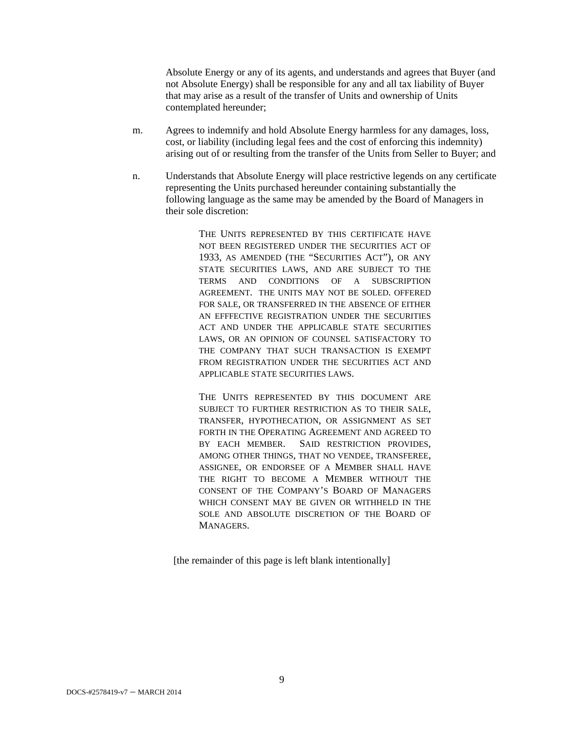Absolute Energy or any of its agents, and understands and agrees that Buyer (and not Absolute Energy) shall be responsible for any and all tax liability of Buyer that may arise as a result of the transfer of Units and ownership of Units contemplated hereunder;

m. Agrees to indemnify and hold Absolute Energy harmless for any damages, loss, cost, or liability (including legal fees and the cost of enforcing this indemnity) arising out of or resulting from the transfer of the Units from Seller to Buyer; and

n. Understands that Absolute Energy will place restrictive legends on any certificate representing the Units purchased hereunder containing substantially the following language as the same may be amended by the Board of Managers in their sole discretion:

> THE UNITS REPRESENTED BY THIS CERTIFICATE HAVE NOT BEEN REGISTERED UNDER THE SECURITIES ACT OF 1933, AS AMENDED (THE "SECURITIES ACT"), OR ANY STATE SECURITIES LAWS, AND ARE SUBJECT TO THE TERMS AND CONDITIONS OF A SUBSCRIPTION AGREEMENT. THE UNITS MAY NOT BE SOLED. OFFERED FOR SALE, OR TRANSFERRED IN THE ABSENCE OF EITHER AN EFFFECTIVE REGISTRATION UNDER THE SECURITIES ACT AND UNDER THE APPLICABLE STATE SECURITIES LAWS, OR AN OPINION OF COUNSEL SATISFACTORY TO THE COMPANY THAT SUCH TRANSACTION IS EXEMPT FROM REGISTRATION UNDER THE SECURITIES ACT AND APPLICABLE STATE SECURITIES LAWS.
>
> THE UNITS REPRESENTED BY THIS DOCUMENT ARE SUBJECT TO FURTHER RESTRICTION AS TO THEIR SALE, TRANSFER, HYPOTHECATION, OR ASSIGNMENT AS SET FORTH IN THE OPERATING AGREEMENT AND AGREED TO BY EACH MEMBER. SAID RESTRICTION PROVIDES, AMONG OTHER THINGS, THAT NO VENDEE, TRANSFEREE, ASSIGNEE, OR ENDORSEE OF A MEMBER SHALL HAVE THE RIGHT TO BECOME A MEMBER WITHOUT THE CONSENT OF THE COMPANY'S BOARD OF MANAGERS WHICH CONSENT MAY BE GIVEN OR WITHHELD IN THE SOLE AND ABSOLUTE DISCRETION OF THE BOARD OF MANAGERS.

[the remainder of this page is left blank intentionally]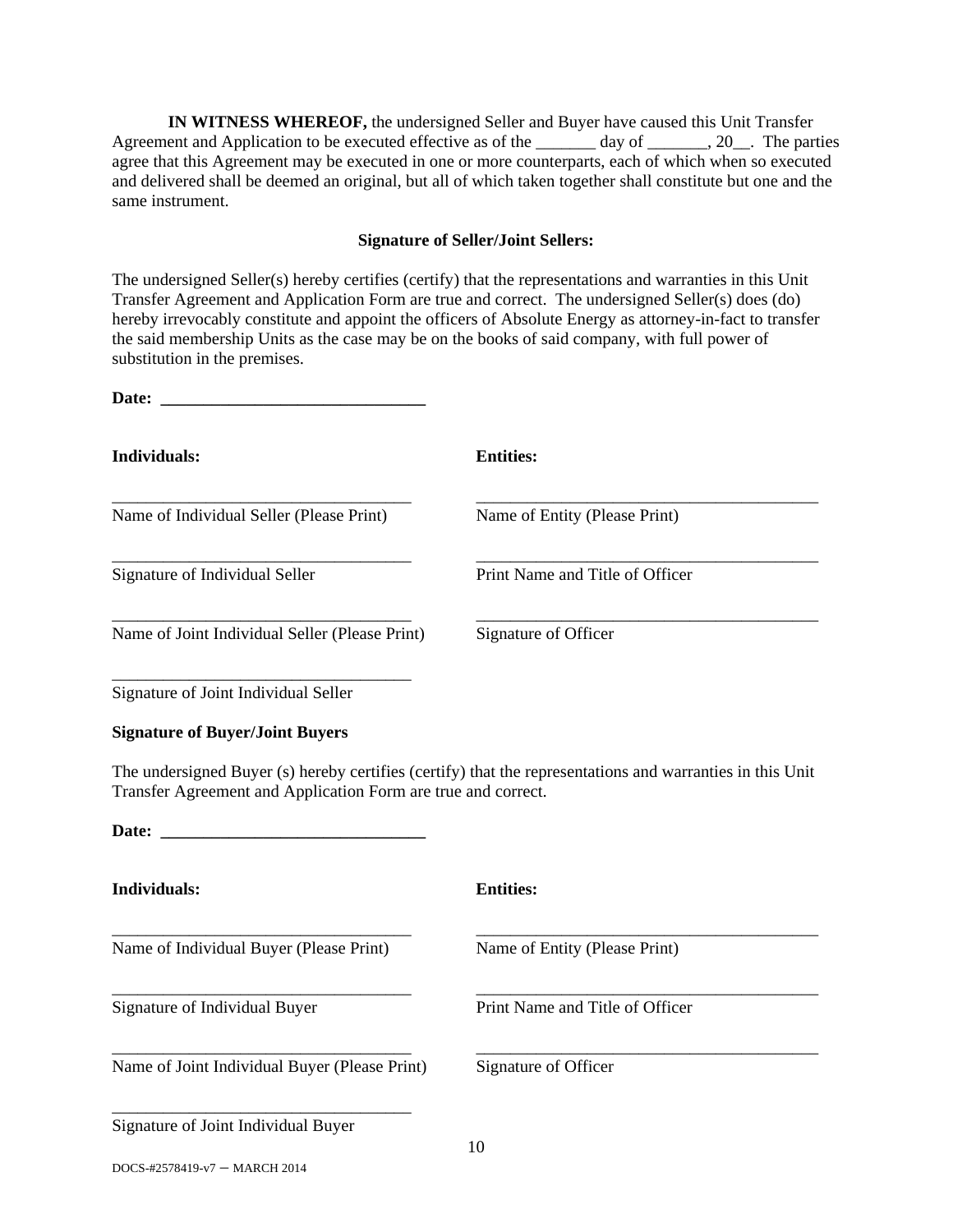**IN WITNESS WHEREOF,** the undersigned Seller and Buyer have caused this Unit Transfer Agreement and Application to be executed effective as of the _______ day of _______, 20__. The parties agree that this Agreement may be executed in one or more counterparts, each of which when so executed and delivered shall be deemed an original, but all of which taken together shall constitute but one and the same instrument.

**Signature of Seller/Joint Sellers:**

The undersigned Seller(s) hereby certifies (certify) that the representations and warranties in this Unit Transfer Agreement and Application Form are true and correct. The undersigned Seller(s) does (do) hereby irrevocably constitute and appoint the officers of Absolute Energy as attorney-in-fact to transfer the said membership Units as the case may be on the books of said company, with full power of substitution in the premises.

**Date: ________________________________**

| **Individuals:** | **Entities:** |
|---|---|
| ___________________________________<br>Name of Individual Seller (Please Print) | ________________________________________<br>Name of Entity (Please Print) |
| ___________________________________<br>Signature of Individual Seller | ________________________________________<br>Print Name and Title of Officer |
| ___________________________________<br>Name of Joint Individual Seller (Please Print) | ________________________________________<br>Signature of Officer |
| ___________________________________<br>Signature of Joint Individual Seller | |

**Signature of Buyer/Joint Buyers**

The undersigned Buyer (s) hereby certifies (certify) that the representations and warranties in this Unit Transfer Agreement and Application Form are true and correct.

**Date: ________________________________**

| **Individuals:** | **Entities:** |
|---|---|
| ___________________________________<br>Name of Individual Buyer (Please Print) | ________________________________________<br>Name of Entity (Please Print) |
| ___________________________________<br>Signature of Individual Buyer | ________________________________________<br>Print Name and Title of Officer |
| ___________________________________<br>Name of Joint Individual Buyer (Please Print) | ________________________________________<br>Signature of Officer |
| ___________________________________<br>Signature of Joint Individual Buyer | |

DOCS-#2578419-v7 – MARCH 2014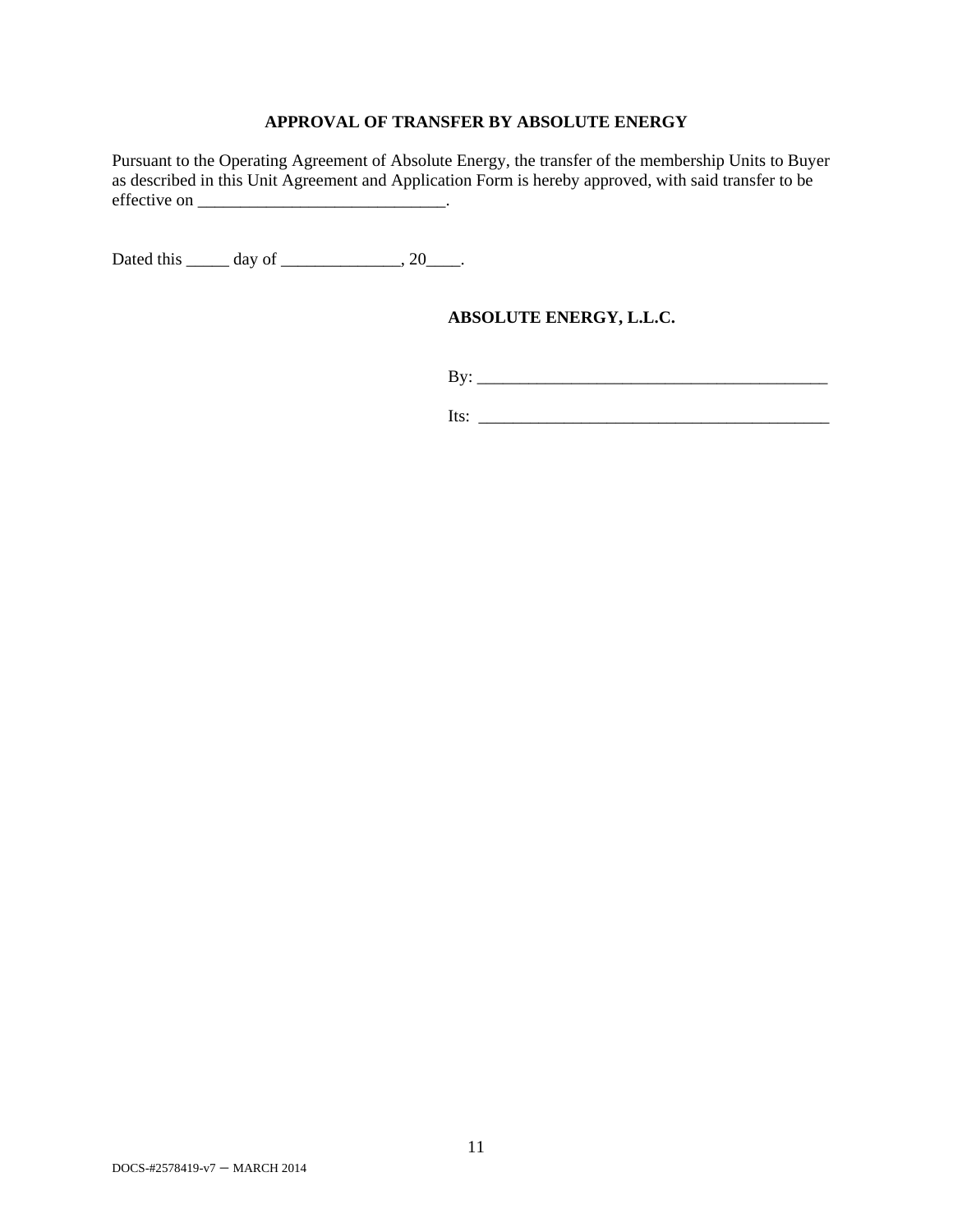**APPROVAL OF TRANSFER BY ABSOLUTE ENERGY**

Pursuant to the Operating Agreement of Absolute Energy, the transfer of the membership Units to Buyer as described in this Unit Agreement and Application Form is hereby approved, with said transfer to be effective on _____________________________.

Dated this _____ day of ______________, 20____.

**ABSOLUTE ENERGY, L.L.C.**

By: __________________________________________

Its: __________________________________________

DOCS-#2578419-v7 – MARCH 2014